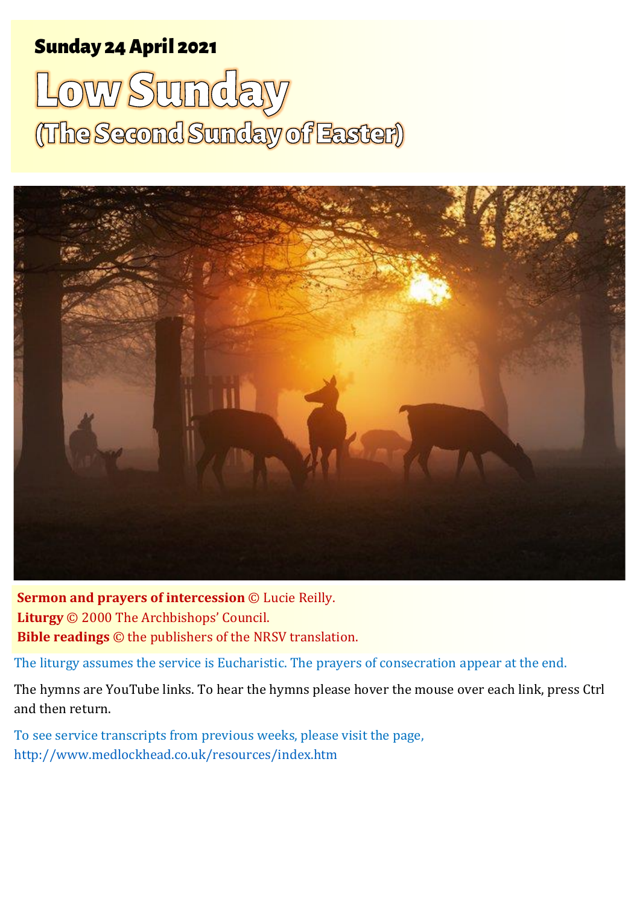**Sunday 24 April 2021**

# Low Sunday
## (The Second Sunday of Easter)

**Sermon and prayers of intercession** © Lucie Reilly.
**Liturgy** © 2000 The Archbishops' Council.
**Bible readings** © the publishers of the NRSV translation.

The liturgy assumes the service is Eucharistic. The prayers of consecration appear at the end.

The hymns are YouTube links. To hear the hymns please hover the mouse over each link, press Ctrl and then return.

To see service transcripts from previous weeks, please visit the page, http://www.medlockhead.co.uk/resources/index.htm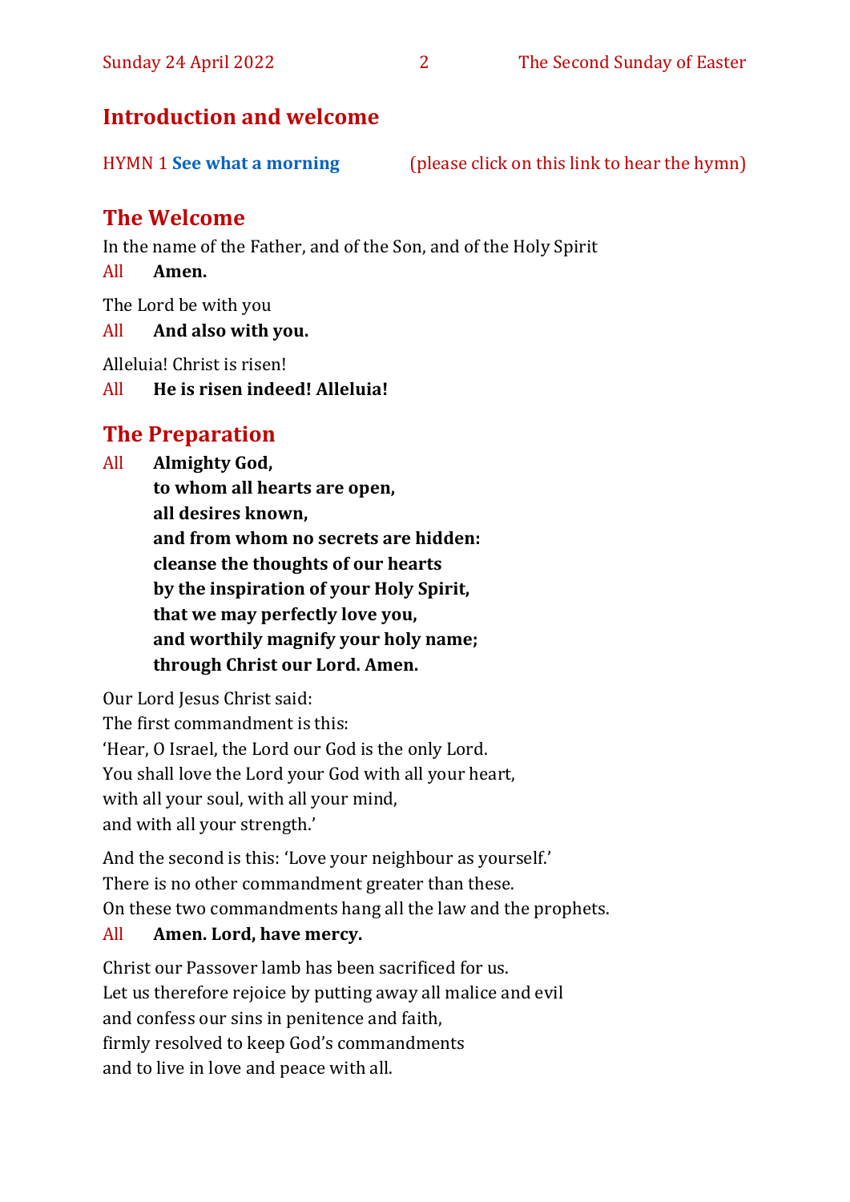## Introduction and welcome

HYMN 1 **See what a morning** (please click on this link to hear the hymn)

## The Welcome

In the name of the Father, and of the Son, and of the Holy Spirit

All **Amen.**

The Lord be with you

All **And also with you.**

Alleluia! Christ is risen!

All **He is risen indeed! Alleluia!**

## The Preparation

All **Almighty God,**
**to whom all hearts are open,**
**all desires known,**
**and from whom no secrets are hidden:**
**cleanse the thoughts of our hearts**
**by the inspiration of your Holy Spirit,**
**that we may perfectly love you,**
**and worthily magnify your holy name;**
**through Christ our Lord. Amen.**

Our Lord Jesus Christ said:
The first commandment is this:
'Hear, O Israel, the Lord our God is the only Lord.
You shall love the Lord your God with all your heart,
with all your soul, with all your mind,
and with all your strength.'

And the second is this: 'Love your neighbour as yourself.'
There is no other commandment greater than these.
On these two commandments hang all the law and the prophets.

All **Amen. Lord, have mercy.**

Christ our Passover lamb has been sacrificed for us.
Let us therefore rejoice by putting away all malice and evil
and confess our sins in penitence and faith,
firmly resolved to keep God's commandments
and to live in love and peace with all.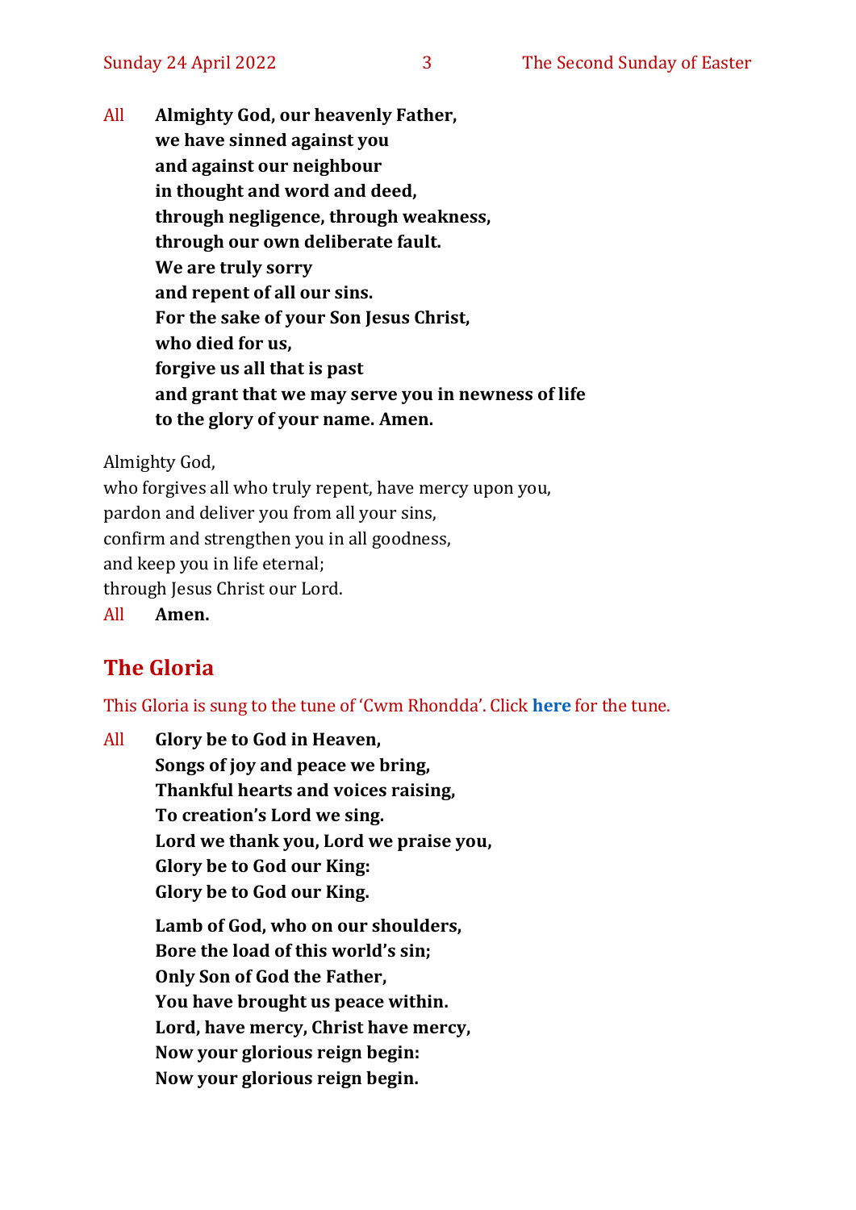All **Almighty God, our heavenly Father,**
**we have sinned against you**
**and against our neighbour**
**in thought and word and deed,**
**through negligence, through weakness,**
**through our own deliberate fault.**
**We are truly sorry**
**and repent of all our sins.**
**For the sake of your Son Jesus Christ,**
**who died for us,**
**forgive us all that is past**
**and grant that we may serve you in newness of life**
**to the glory of your name. Amen.**

Almighty God,
who forgives all who truly repent, have mercy upon you,
pardon and deliver you from all your sins,
confirm and strengthen you in all goodness,
and keep you in life eternal;
through Jesus Christ our Lord.

All **Amen.**

## The Gloria

This Gloria is sung to the tune of 'Cwm Rhondda'. Click **here** for the tune.

All **Glory be to God in Heaven,**
**Songs of joy and peace we bring,**
**Thankful hearts and voices raising,**
**To creation's Lord we sing.**
**Lord we thank you, Lord we praise you,**
**Glory be to God our King:**
**Glory be to God our King.**

**Lamb of God, who on our shoulders,**
**Bore the load of this world's sin;**
**Only Son of God the Father,**
**You have brought us peace within.**
**Lord, have mercy, Christ have mercy,**
**Now your glorious reign begin:**
**Now your glorious reign begin.**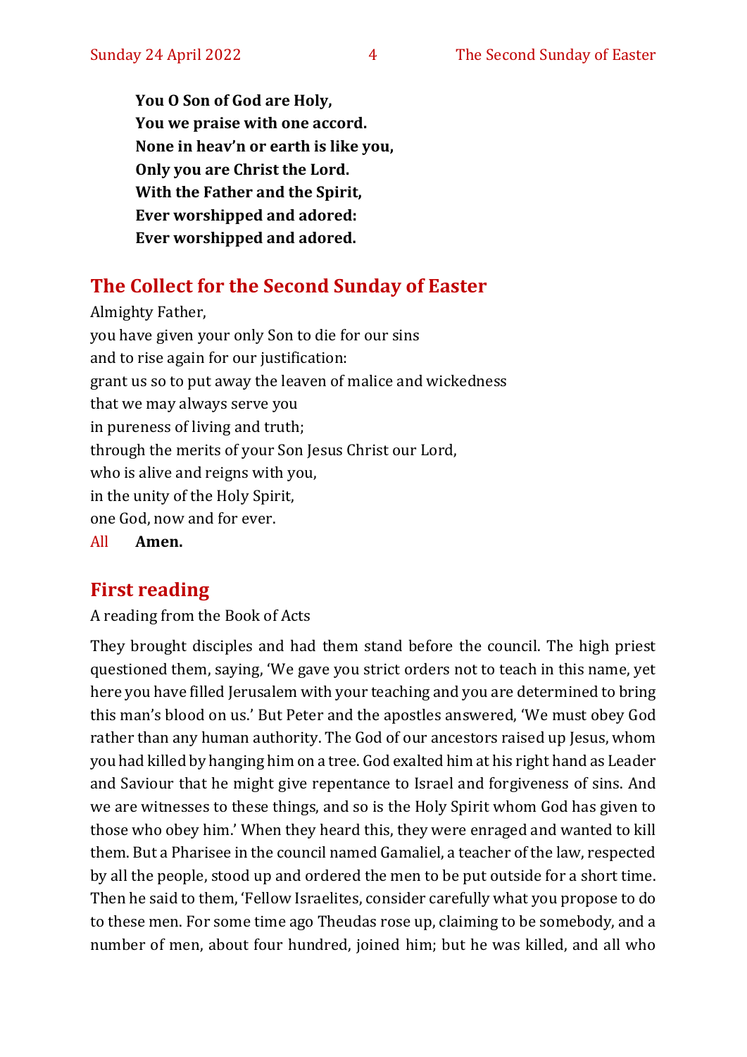**You O Son of God are Holy,**
**You we praise with one accord.**
**None in heav'n or earth is like you,**
**Only you are Christ the Lord.**
**With the Father and the Spirit,**
**Ever worshipped and adored:**
**Ever worshipped and adored.**

## The Collect for the Second Sunday of Easter

Almighty Father,
you have given your only Son to die for our sins
and to rise again for our justification:
grant us so to put away the leaven of malice and wickedness
that we may always serve you
in pureness of living and truth;
through the merits of your Son Jesus Christ our Lord,
who is alive and reigns with you,
in the unity of the Holy Spirit,
one God, now and for ever.

All **Amen.**

## First reading

A reading from the Book of Acts

They brought disciples and had them stand before the council. The high priest questioned them, saying, 'We gave you strict orders not to teach in this name, yet here you have filled Jerusalem with your teaching and you are determined to bring this man's blood on us.' But Peter and the apostles answered, 'We must obey God rather than any human authority. The God of our ancestors raised up Jesus, whom you had killed by hanging him on a tree. God exalted him at his right hand as Leader and Saviour that he might give repentance to Israel and forgiveness of sins. And we are witnesses to these things, and so is the Holy Spirit whom God has given to those who obey him.' When they heard this, they were enraged and wanted to kill them. But a Pharisee in the council named Gamaliel, a teacher of the law, respected by all the people, stood up and ordered the men to be put outside for a short time. Then he said to them, 'Fellow Israelites, consider carefully what you propose to do to these men. For some time ago Theudas rose up, claiming to be somebody, and a number of men, about four hundred, joined him; but he was killed, and all who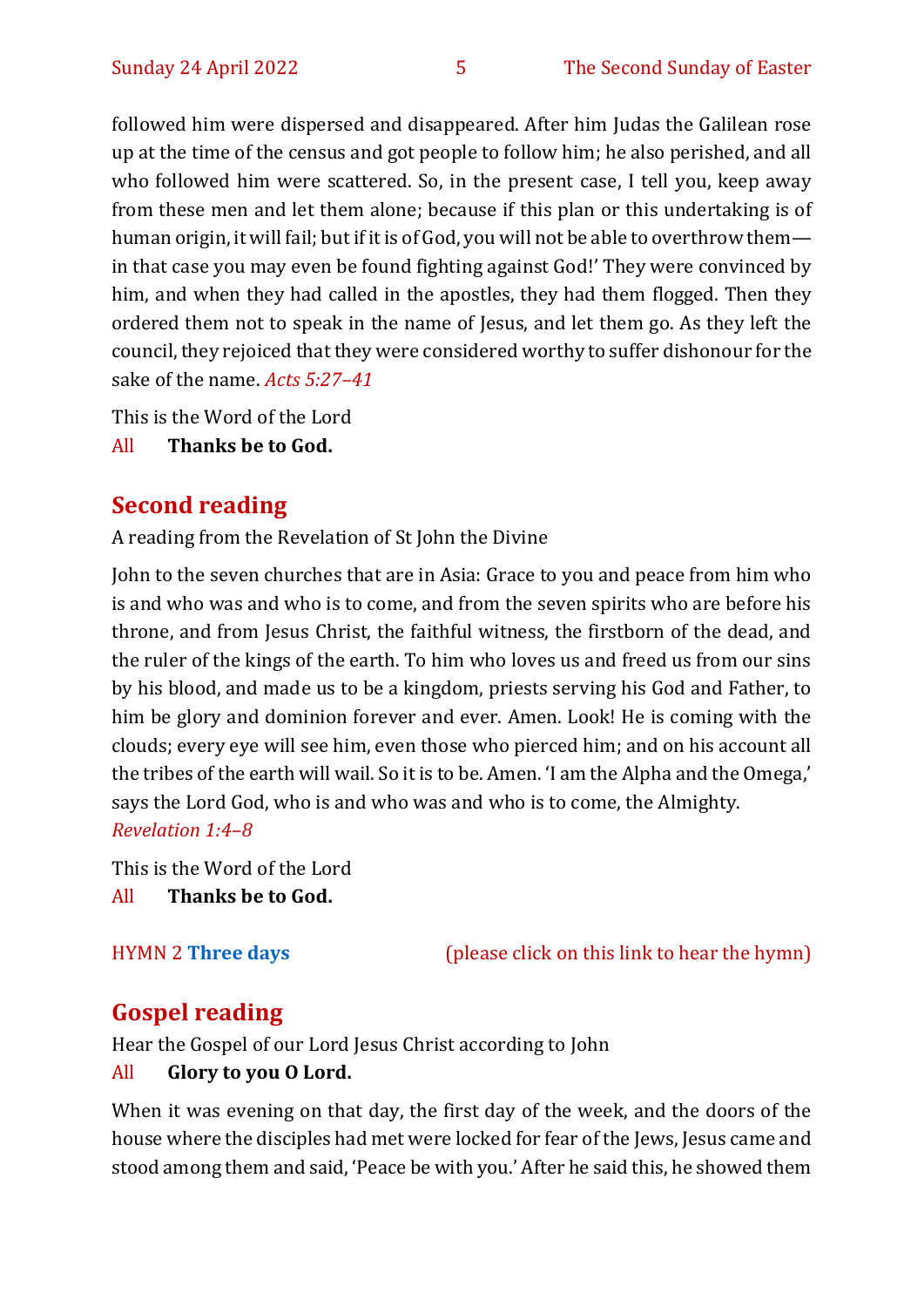followed him were dispersed and disappeared. After him Judas the Galilean rose up at the time of the census and got people to follow him; he also perished, and all who followed him were scattered. So, in the present case, I tell you, keep away from these men and let them alone; because if this plan or this undertaking is of human origin, it will fail; but if it is of God, you will not be able to overthrow them—in that case you may even be found fighting against God!' They were convinced by him, and when they had called in the apostles, they had them flogged. Then they ordered them not to speak in the name of Jesus, and let them go. As they left the council, they rejoiced that they were considered worthy to suffer dishonour for the sake of the name. *Acts 5:27–41*

This is the Word of the Lord

All **Thanks be to God.**

## Second reading

A reading from the Revelation of St John the Divine

John to the seven churches that are in Asia: Grace to you and peace from him who is and who was and who is to come, and from the seven spirits who are before his throne, and from Jesus Christ, the faithful witness, the firstborn of the dead, and the ruler of the kings of the earth. To him who loves us and freed us from our sins by his blood, and made us to be a kingdom, priests serving his God and Father, to him be glory and dominion forever and ever. Amen. Look! He is coming with the clouds; every eye will see him, even those who pierced him; and on his account all the tribes of the earth will wail. So it is to be. Amen. 'I am the Alpha and the Omega,' says the Lord God, who is and who was and who is to come, the Almighty. *Revelation 1:4–8*

This is the Word of the Lord

All **Thanks be to God.**

HYMN 2 **Three days** (please click on this link to hear the hymn)

## Gospel reading

Hear the Gospel of our Lord Jesus Christ according to John

All **Glory to you O Lord.**

When it was evening on that day, the first day of the week, and the doors of the house where the disciples had met were locked for fear of the Jews, Jesus came and stood among them and said, 'Peace be with you.' After he said this, he showed them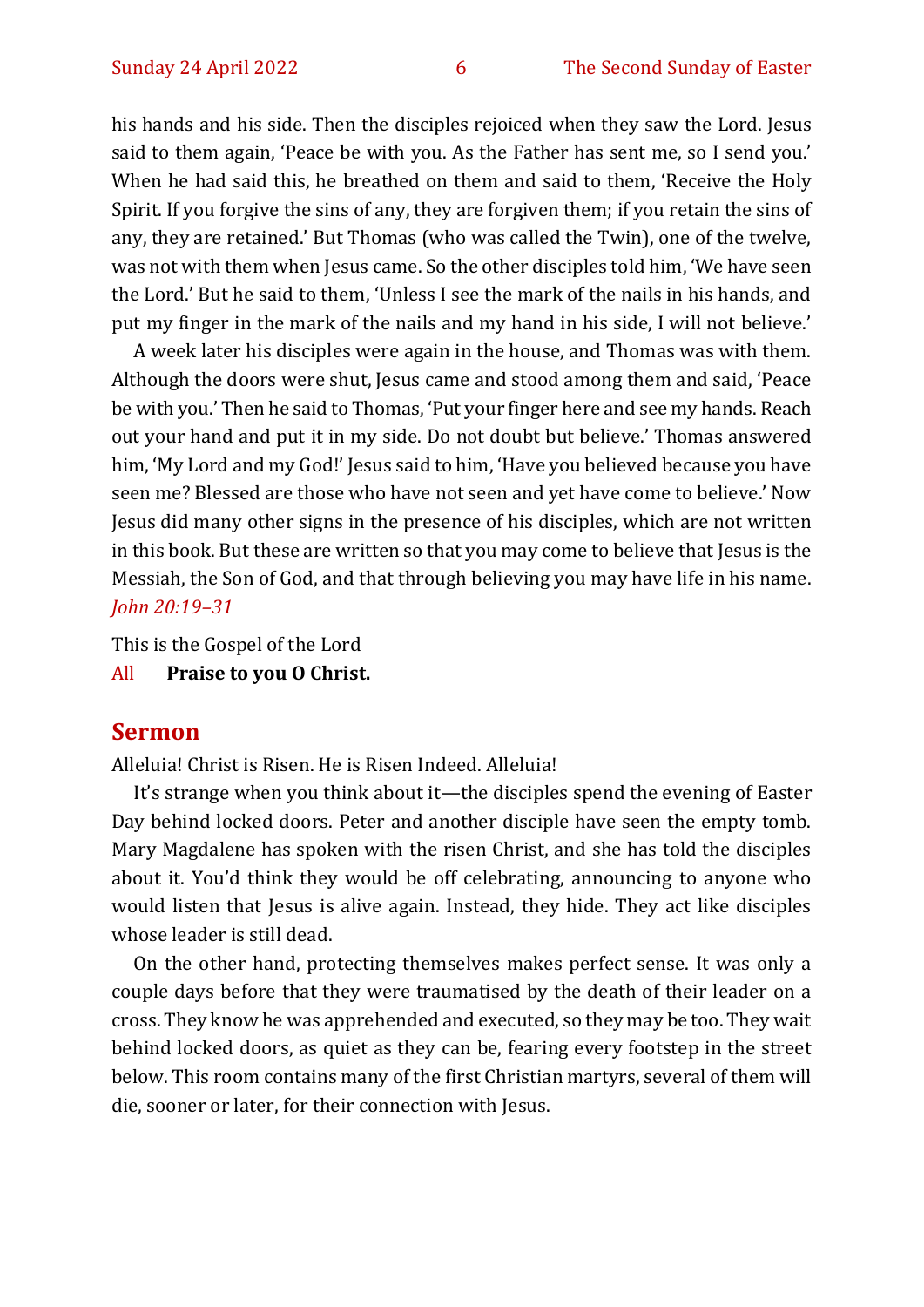his hands and his side. Then the disciples rejoiced when they saw the Lord. Jesus said to them again, 'Peace be with you. As the Father has sent me, so I send you.' When he had said this, he breathed on them and said to them, 'Receive the Holy Spirit. If you forgive the sins of any, they are forgiven them; if you retain the sins of any, they are retained.' But Thomas (who was called the Twin), one of the twelve, was not with them when Jesus came. So the other disciples told him, 'We have seen the Lord.' But he said to them, 'Unless I see the mark of the nails in his hands, and put my finger in the mark of the nails and my hand in his side, I will not believe.'

A week later his disciples were again in the house, and Thomas was with them. Although the doors were shut, Jesus came and stood among them and said, 'Peace be with you.' Then he said to Thomas, 'Put your finger here and see my hands. Reach out your hand and put it in my side. Do not doubt but believe.' Thomas answered him, 'My Lord and my God!' Jesus said to him, 'Have you believed because you have seen me? Blessed are those who have not seen and yet have come to believe.' Now Jesus did many other signs in the presence of his disciples, which are not written in this book. But these are written so that you may come to believe that Jesus is the Messiah, the Son of God, and that through believing you may have life in his name.
*John 20:19–31*

This is the Gospel of the Lord
All **Praise to you O Christ.**

## Sermon

Alleluia! Christ is Risen. He is Risen Indeed. Alleluia!

It's strange when you think about it—the disciples spend the evening of Easter Day behind locked doors. Peter and another disciple have seen the empty tomb. Mary Magdalene has spoken with the risen Christ, and she has told the disciples about it. You'd think they would be off celebrating, announcing to anyone who would listen that Jesus is alive again. Instead, they hide. They act like disciples whose leader is still dead.

On the other hand, protecting themselves makes perfect sense. It was only a couple days before that they were traumatised by the death of their leader on a cross. They know he was apprehended and executed, so they may be too. They wait behind locked doors, as quiet as they can be, fearing every footstep in the street below. This room contains many of the first Christian martyrs, several of them will die, sooner or later, for their connection with Jesus.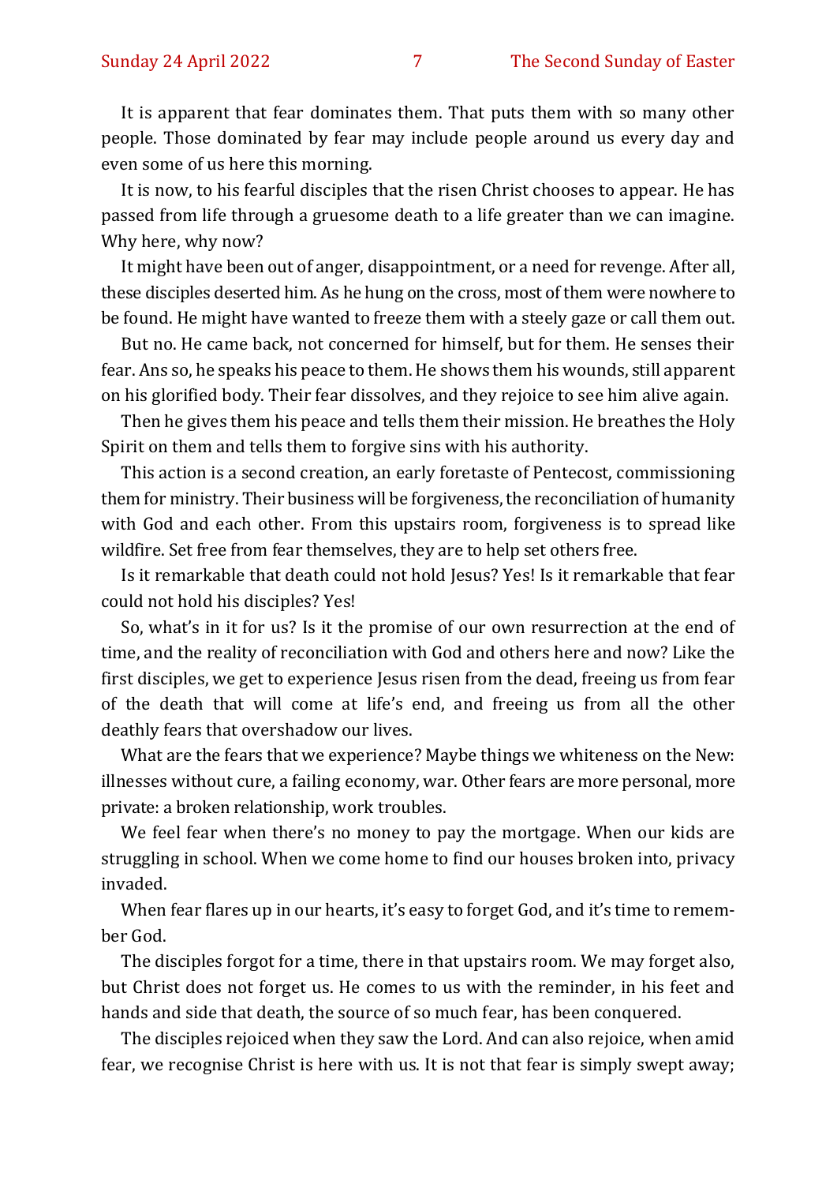It is apparent that fear dominates them. That puts them with so many other people. Those dominated by fear may include people around us every day and even some of us here this morning.

It is now, to his fearful disciples that the risen Christ chooses to appear. He has passed from life through a gruesome death to a life greater than we can imagine. Why here, why now?

It might have been out of anger, disappointment, or a need for revenge. After all, these disciples deserted him. As he hung on the cross, most of them were nowhere to be found. He might have wanted to freeze them with a steely gaze or call them out.

But no. He came back, not concerned for himself, but for them. He senses their fear. Ans so, he speaks his peace to them. He shows them his wounds, still apparent on his glorified body. Their fear dissolves, and they rejoice to see him alive again.

Then he gives them his peace and tells them their mission. He breathes the Holy Spirit on them and tells them to forgive sins with his authority.

This action is a second creation, an early foretaste of Pentecost, commissioning them for ministry. Their business will be forgiveness, the reconciliation of humanity with God and each other. From this upstairs room, forgiveness is to spread like wildfire. Set free from fear themselves, they are to help set others free.

Is it remarkable that death could not hold Jesus? Yes! Is it remarkable that fear could not hold his disciples? Yes!

So, what's in it for us? Is it the promise of our own resurrection at the end of time, and the reality of reconciliation with God and others here and now? Like the first disciples, we get to experience Jesus risen from the dead, freeing us from fear of the death that will come at life's end, and freeing us from all the other deathly fears that overshadow our lives.

What are the fears that we experience? Maybe things we whiteness on the New: illnesses without cure, a failing economy, war. Other fears are more personal, more private: a broken relationship, work troubles.

We feel fear when there's no money to pay the mortgage. When our kids are struggling in school. When we come home to find our houses broken into, privacy invaded.

When fear flares up in our hearts, it's easy to forget God, and it's time to remember God.

The disciples forgot for a time, there in that upstairs room. We may forget also, but Christ does not forget us. He comes to us with the reminder, in his feet and hands and side that death, the source of so much fear, has been conquered.

The disciples rejoiced when they saw the Lord. And can also rejoice, when amid fear, we recognise Christ is here with us. It is not that fear is simply swept away;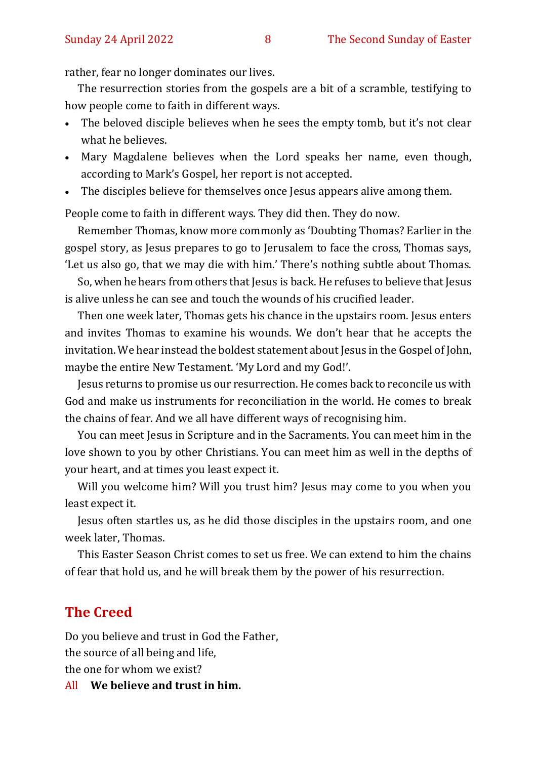rather, fear no longer dominates our lives.

The resurrection stories from the gospels are a bit of a scramble, testifying to how people come to faith in different ways.

- The beloved disciple believes when he sees the empty tomb, but it's not clear what he believes.
- Mary Magdalene believes when the Lord speaks her name, even though, according to Mark's Gospel, her report is not accepted.
- The disciples believe for themselves once Jesus appears alive among them.

People come to faith in different ways. They did then. They do now.

Remember Thomas, know more commonly as 'Doubting Thomas? Earlier in the gospel story, as Jesus prepares to go to Jerusalem to face the cross, Thomas says, 'Let us also go, that we may die with him.' There's nothing subtle about Thomas.

So, when he hears from others that Jesus is back. He refuses to believe that Jesus is alive unless he can see and touch the wounds of his crucified leader.

Then one week later, Thomas gets his chance in the upstairs room. Jesus enters and invites Thomas to examine his wounds. We don't hear that he accepts the invitation. We hear instead the boldest statement about Jesus in the Gospel of John, maybe the entire New Testament. 'My Lord and my God!'.

Jesus returns to promise us our resurrection. He comes back to reconcile us with God and make us instruments for reconciliation in the world. He comes to break the chains of fear. And we all have different ways of recognising him.

You can meet Jesus in Scripture and in the Sacraments. You can meet him in the love shown to you by other Christians. You can meet him as well in the depths of your heart, and at times you least expect it.

Will you welcome him? Will you trust him? Jesus may come to you when you least expect it.

Jesus often startles us, as he did those disciples in the upstairs room, and one week later, Thomas.

This Easter Season Christ comes to set us free. We can extend to him the chains of fear that hold us, and he will break them by the power of his resurrection.

## The Creed

Do you believe and trust in God the Father,
the source of all being and life,
the one for whom we exist?

All **We believe and trust in him.**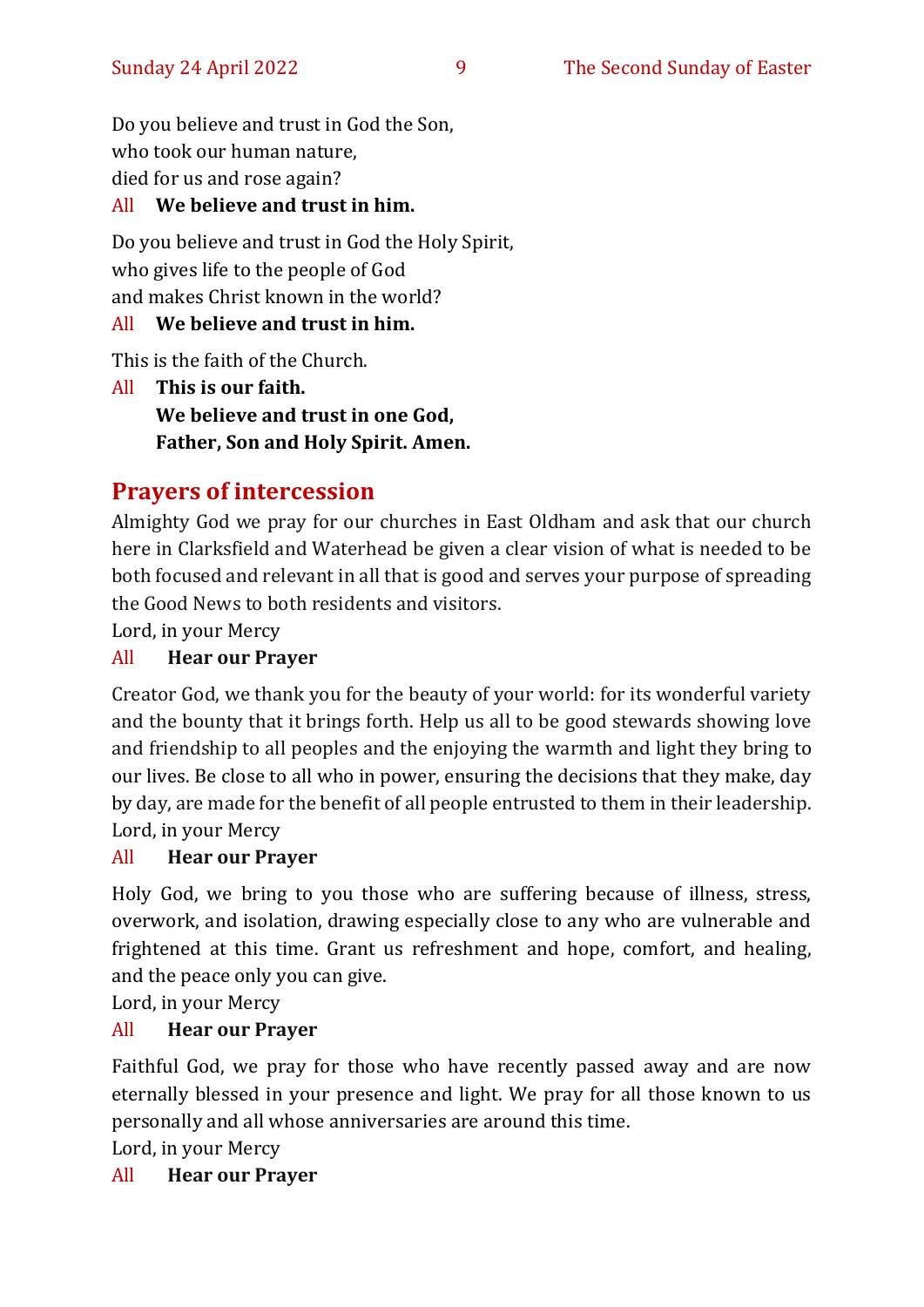Do you believe and trust in God the Son,
who took our human nature,
died for us and rose again?

All **We believe and trust in him.**

Do you believe and trust in God the Holy Spirit,
who gives life to the people of God
and makes Christ known in the world?

All **We believe and trust in him.**

This is the faith of the Church.

All **This is our faith.**
**We believe and trust in one God,**
**Father, Son and Holy Spirit. Amen.**

## Prayers of intercession

Almighty God we pray for our churches in East Oldham and ask that our church here in Clarksfield and Waterhead be given a clear vision of what is needed to be both focused and relevant in all that is good and serves your purpose of spreading the Good News to both residents and visitors.
Lord, in your Mercy

All **Hear our Prayer**

Creator God, we thank you for the beauty of your world: for its wonderful variety and the bounty that it brings forth. Help us all to be good stewards showing love and friendship to all peoples and the enjoying the warmth and light they bring to our lives. Be close to all who in power, ensuring the decisions that they make, day by day, are made for the benefit of all people entrusted to them in their leadership.
Lord, in your Mercy

All **Hear our Prayer**

Holy God, we bring to you those who are suffering because of illness, stress, overwork, and isolation, drawing especially close to any who are vulnerable and frightened at this time. Grant us refreshment and hope, comfort, and healing, and the peace only you can give.
Lord, in your Mercy

All **Hear our Prayer**

Faithful God, we pray for those who have recently passed away and are now eternally blessed in your presence and light. We pray for all those known to us personally and all whose anniversaries are around this time.
Lord, in your Mercy

All **Hear our Prayer**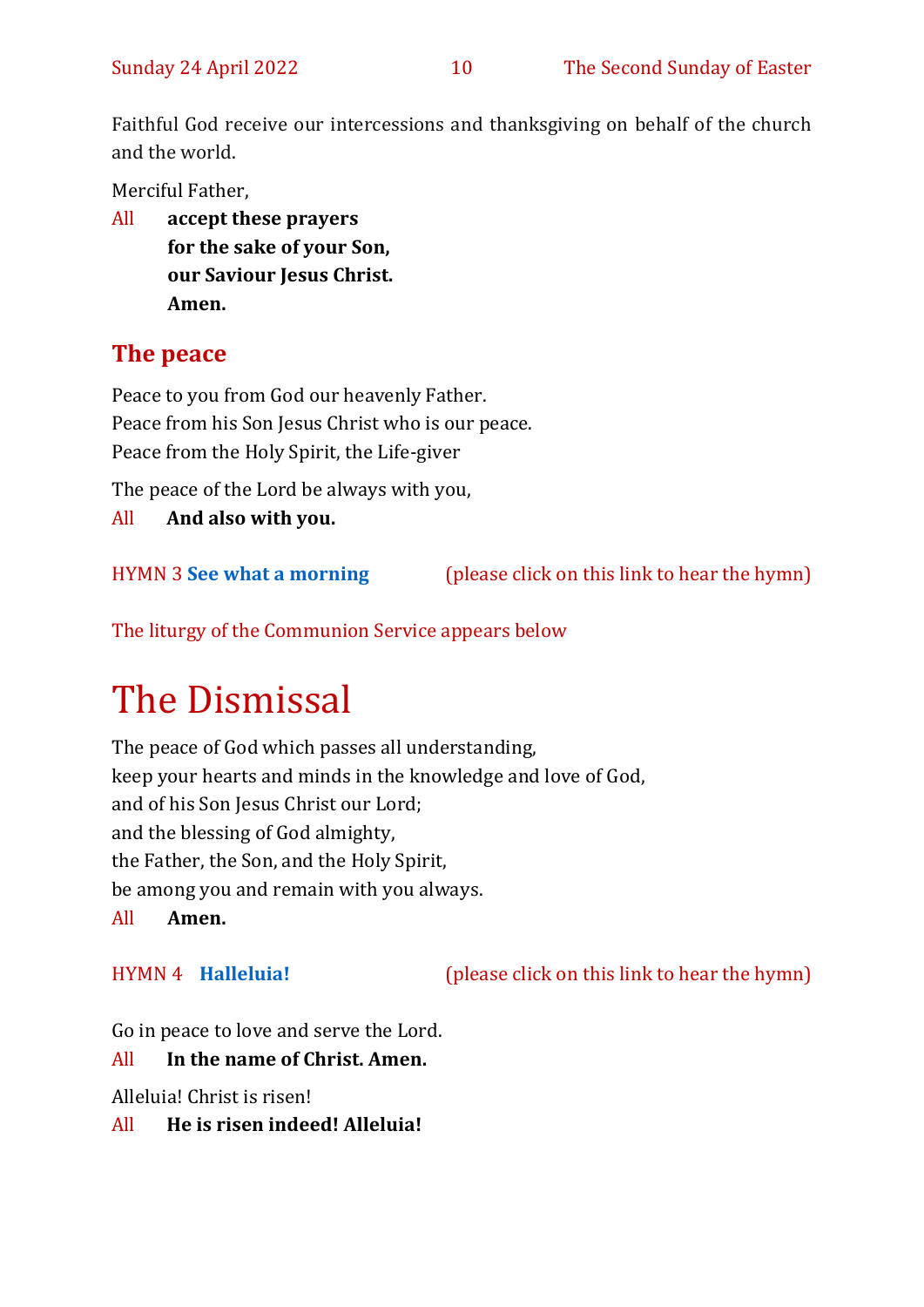Faithful God receive our intercessions and thanksgiving on behalf of the church and the world.

Merciful Father,

All **accept these prayers**
**for the sake of your Son,**
**our Saviour Jesus Christ.**
**Amen.**

## The peace

Peace to you from God our heavenly Father.
Peace from his Son Jesus Christ who is our peace.
Peace from the Holy Spirit, the Life-giver

The peace of the Lord be always with you,

All **And also with you.**

HYMN 3 **See what a morning** (please click on this link to hear the hymn)

The liturgy of the Communion Service appears below

# The Dismissal

The peace of God which passes all understanding,
keep your hearts and minds in the knowledge and love of God,
and of his Son Jesus Christ our Lord;
and the blessing of God almighty,
the Father, the Son, and the Holy Spirit,
be among you and remain with you always.

All **Amen.**

HYMN 4 **Halleluia!** (please click on this link to hear the hymn)

Go in peace to love and serve the Lord.

All **In the name of Christ. Amen.**

Alleluia! Christ is risen!

All **He is risen indeed! Alleluia!**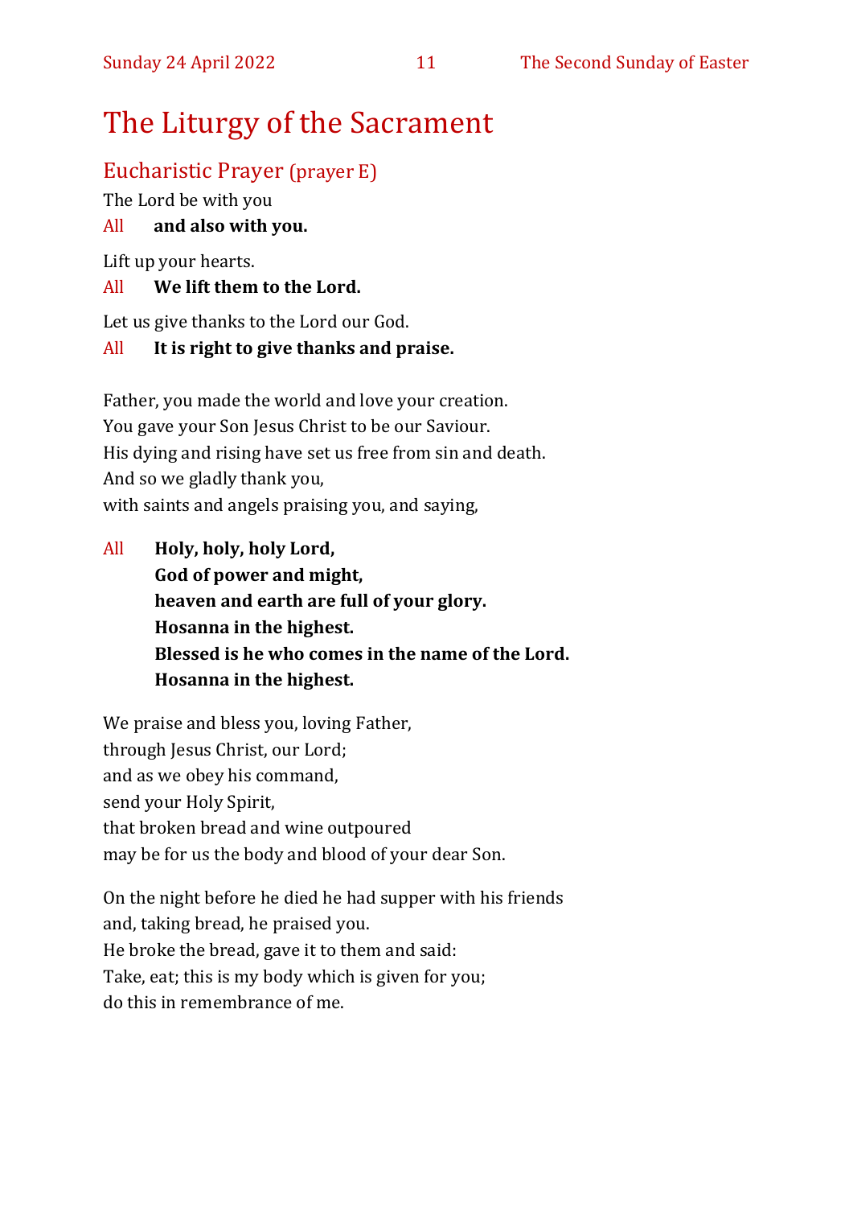# The Liturgy of the Sacrament

## Eucharistic Prayer (prayer E)

The Lord be with you

All **and also with you.**

Lift up your hearts.

All **We lift them to the Lord.**

Let us give thanks to the Lord our God.

All **It is right to give thanks and praise.**

Father, you made the world and love your creation.
You gave your Son Jesus Christ to be our Saviour.
His dying and rising have set us free from sin and death.
And so we gladly thank you,
with saints and angels praising you, and saying,

All **Holy, holy, holy Lord,**
**God of power and might,**
**heaven and earth are full of your glory.**
**Hosanna in the highest.**
**Blessed is he who comes in the name of the Lord.**
**Hosanna in the highest.**

We praise and bless you, loving Father,
through Jesus Christ, our Lord;
and as we obey his command,
send your Holy Spirit,
that broken bread and wine outpoured
may be for us the body and blood of your dear Son.

On the night before he died he had supper with his friends
and, taking bread, he praised you.
He broke the bread, gave it to them and said:
Take, eat; this is my body which is given for you;
do this in remembrance of me.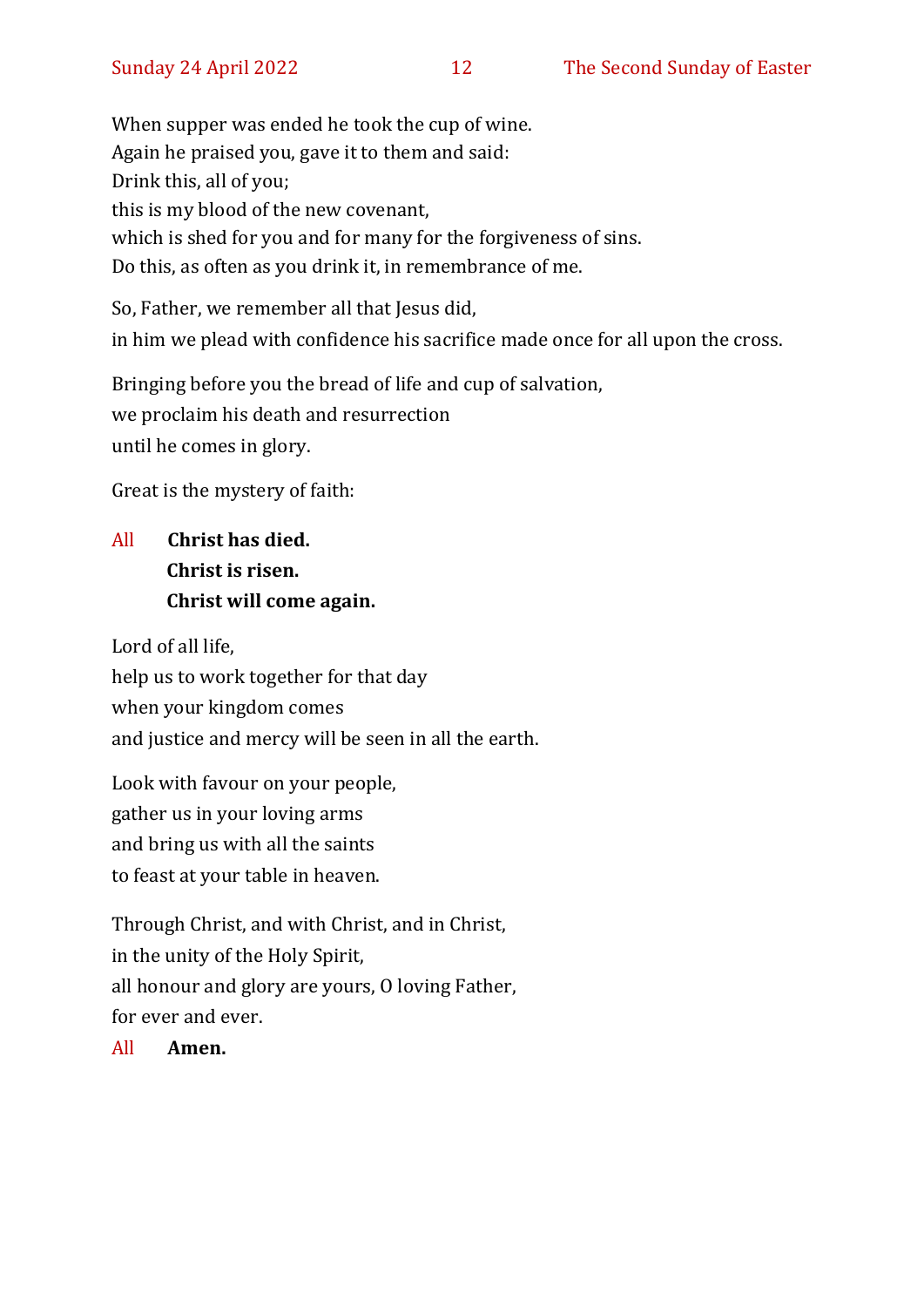When supper was ended he took the cup of wine.
Again he praised you, gave it to them and said:
Drink this, all of you;
this is my blood of the new covenant,
which is shed for you and for many for the forgiveness of sins.
Do this, as often as you drink it, in remembrance of me.

So, Father, we remember all that Jesus did,
in him we plead with confidence his sacrifice made once for all upon the cross.

Bringing before you the bread of life and cup of salvation,
we proclaim his death and resurrection
until he comes in glory.

Great is the mystery of faith:

All **Christ has died.**
**Christ is risen.**
**Christ will come again.**

Lord of all life,
help us to work together for that day
when your kingdom comes
and justice and mercy will be seen in all the earth.

Look with favour on your people,
gather us in your loving arms
and bring us with all the saints
to feast at your table in heaven.

Through Christ, and with Christ, and in Christ,
in the unity of the Holy Spirit,
all honour and glory are yours, O loving Father,
for ever and ever.

All **Amen.**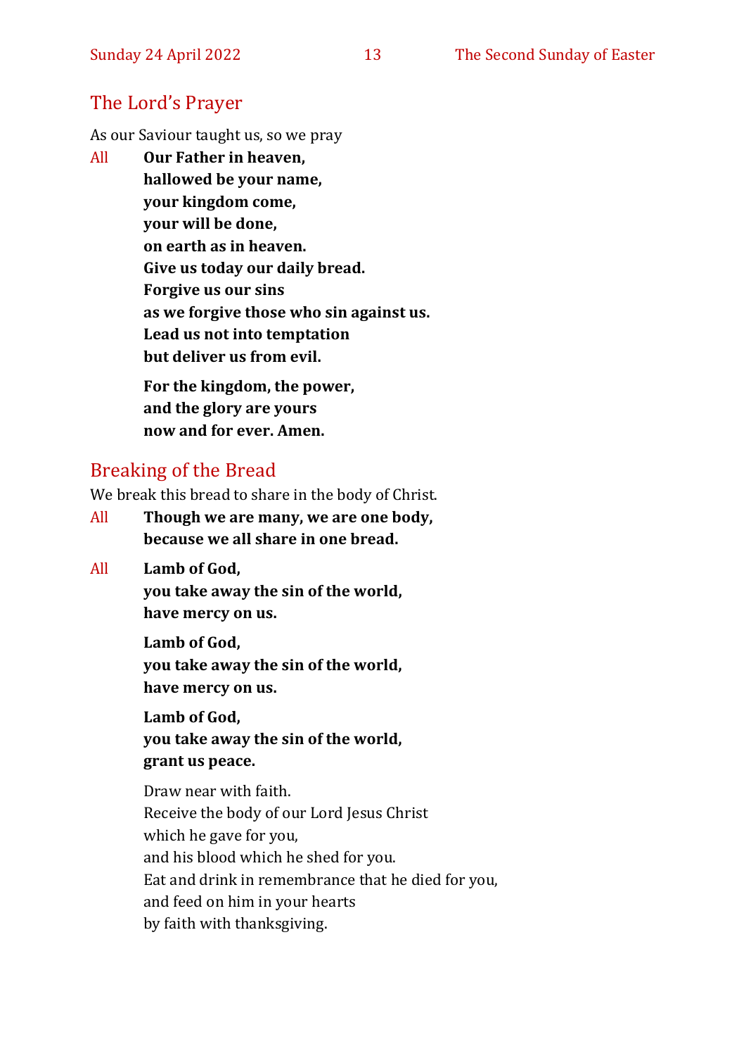## The Lord's Prayer

As our Saviour taught us, so we pray

All **Our Father in heaven,**
**hallowed be your name,**
**your kingdom come,**
**your will be done,**
**on earth as in heaven.**
**Give us today our daily bread.**
**Forgive us our sins**
**as we forgive those who sin against us.**
**Lead us not into temptation**
**but deliver us from evil.**

**For the kingdom, the power,**
**and the glory are yours**
**now and for ever. Amen.**

## Breaking of the Bread

We break this bread to share in the body of Christ.

All **Though we are many, we are one body,**
**because we all share in one bread.**

All **Lamb of God,**
**you take away the sin of the world,**
**have mercy on us.**

**Lamb of God,**
**you take away the sin of the world,**
**have mercy on us.**

**Lamb of God,**
**you take away the sin of the world,**
**grant us peace.**

Draw near with faith.
Receive the body of our Lord Jesus Christ
which he gave for you,
and his blood which he shed for you.
Eat and drink in remembrance that he died for you,
and feed on him in your hearts
by faith with thanksgiving.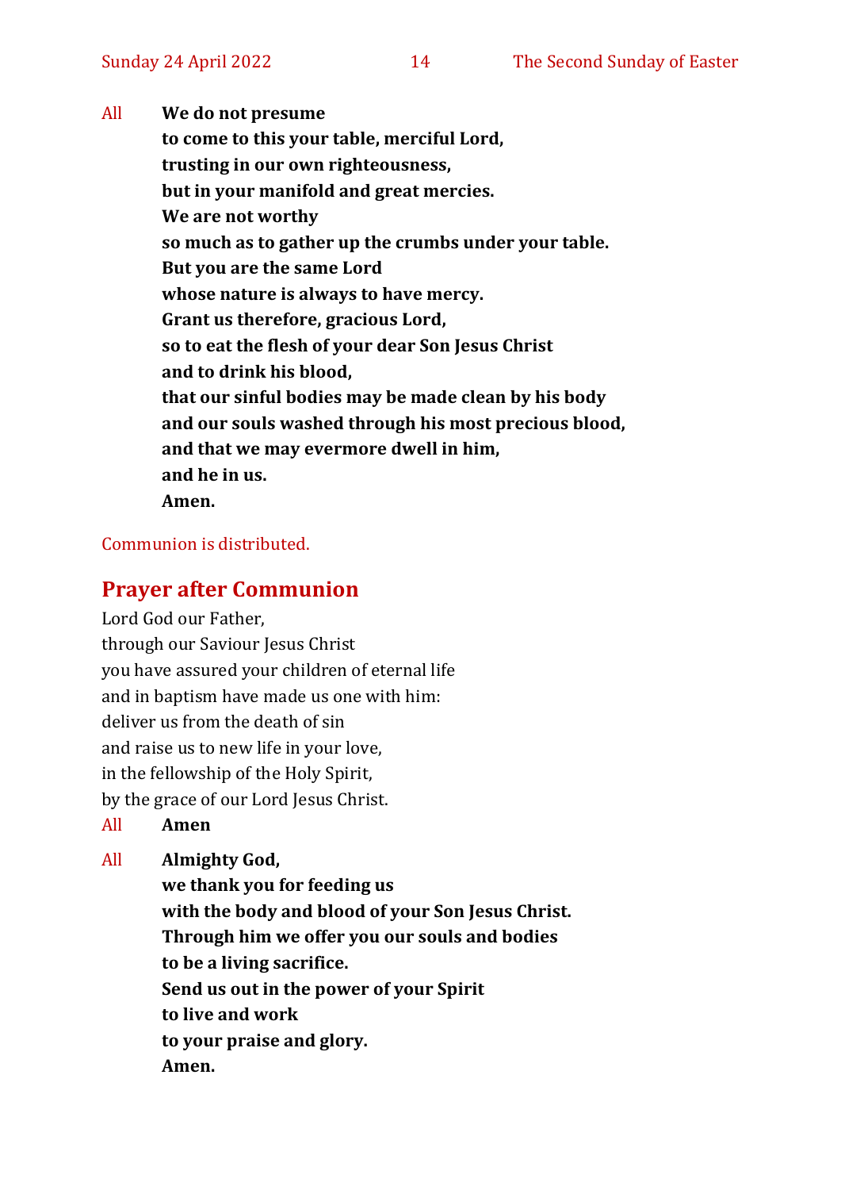All **We do not presume**
**to come to this your table, merciful Lord,**
**trusting in our own righteousness,**
**but in your manifold and great mercies.**
**We are not worthy**
**so much as to gather up the crumbs under your table.**
**But you are the same Lord**
**whose nature is always to have mercy.**
**Grant us therefore, gracious Lord,**
**so to eat the flesh of your dear Son Jesus Christ**
**and to drink his blood,**
**that our sinful bodies may be made clean by his body**
**and our souls washed through his most precious blood,**
**and that we may evermore dwell in him,**
**and he in us.**
**Amen.**

Communion is distributed.

## Prayer after Communion

Lord God our Father,
through our Saviour Jesus Christ
you have assured your children of eternal life
and in baptism have made us one with him:
deliver us from the death of sin
and raise us to new life in your love,
in the fellowship of the Holy Spirit,
by the grace of our Lord Jesus Christ.

All **Amen**

All **Almighty God,**
**we thank you for feeding us**
**with the body and blood of your Son Jesus Christ.**
**Through him we offer you our souls and bodies**
**to be a living sacrifice.**
**Send us out in the power of your Spirit**
**to live and work**
**to your praise and glory.**
**Amen.**